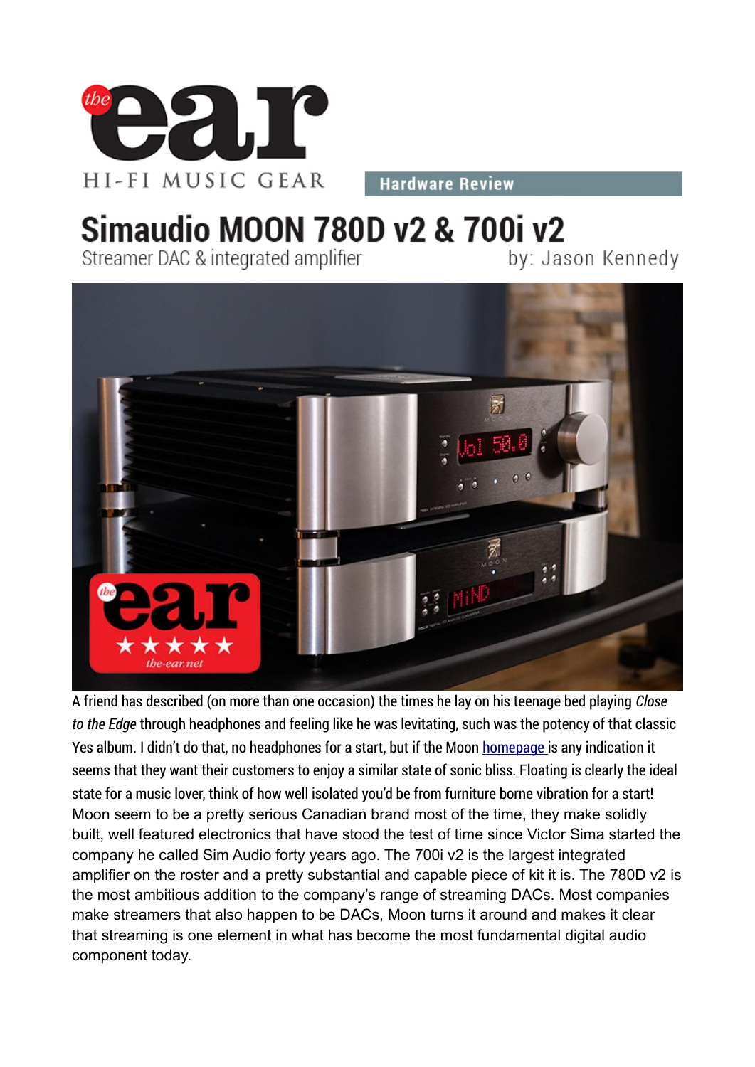Hardware Review

# Simaudio MOON 780D v2 & 700i v2

Streamer DAC & integrated amplifier

by: Jason Kennedy

A friend has described (on more than one occasion) the times he lay on his teenage bed playing *Close to the Edge* through headphones and feeling like he was levitating, such was the potency of that classic Yes album. I didn't do that, no headphones for a start, but if the Moon homepage is any indication it seems that they want their customers to enjoy a similar state of sonic bliss. Floating is clearly the ideal state for a music lover, think of how well isolated you'd be from furniture borne vibration for a start! Moon seem to be a pretty serious Canadian brand most of the time, they make solidly built, well featured electronics that have stood the test of time since Victor Sima started the company he called Sim Audio forty years ago. The 700i v2 is the largest integrated amplifier on the roster and a pretty substantial and capable piece of kit it is. The 780D v2 is the most ambitious addition to the company's range of streaming DACs. Most companies make streamers that also happen to be DACs, Moon turns it around and makes it clear that streaming is one element in what has become the most fundamental digital audio component today.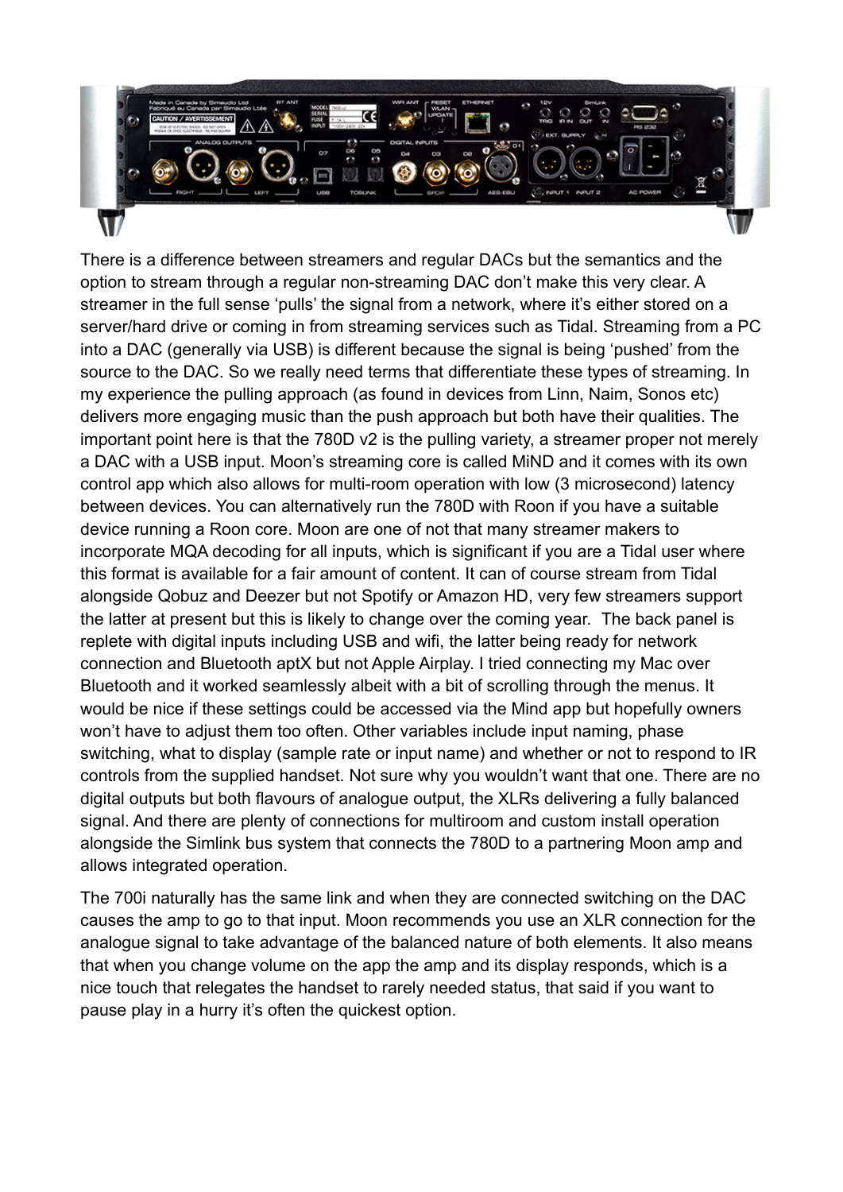There is a difference between streamers and regular DACs but the semantics and the option to stream through a regular non-streaming DAC don't make this very clear. A streamer in the full sense 'pulls' the signal from a network, where it's either stored on a server/hard drive or coming in from streaming services such as Tidal. Streaming from a PC into a DAC (generally via USB) is different because the signal is being 'pushed' from the source to the DAC. So we really need terms that differentiate these types of streaming. In my experience the pulling approach (as found in devices from Linn, Naim, Sonos etc) delivers more engaging music than the push approach but both have their qualities. The important point here is that the 780D v2 is the pulling variety, a streamer proper not merely a DAC with a USB input. Moon's streaming core is called MiND and it comes with its own control app which also allows for multi-room operation with low (3 microsecond) latency between devices. You can alternatively run the 780D with Roon if you have a suitable device running a Roon core. Moon are one of not that many streamer makers to incorporate MQA decoding for all inputs, which is significant if you are a Tidal user where this format is available for a fair amount of content. It can of course stream from Tidal alongside Qobuz and Deezer but not Spotify or Amazon HD, very few streamers support the latter at present but this is likely to change over the coming year.  The back panel is replete with digital inputs including USB and wifi, the latter being ready for network connection and Bluetooth aptX but not Apple Airplay. I tried connecting my Mac over Bluetooth and it worked seamlessly albeit with a bit of scrolling through the menus. It would be nice if these settings could be accessed via the Mind app but hopefully owners won't have to adjust them too often. Other variables include input naming, phase switching, what to display (sample rate or input name) and whether or not to respond to IR controls from the supplied handset. Not sure why you wouldn't want that one. There are no digital outputs but both flavours of analogue output, the XLRs delivering a fully balanced signal. And there are plenty of connections for multiroom and custom install operation alongside the Simlink bus system that connects the 780D to a partnering Moon amp and allows integrated operation.

The 700i naturally has the same link and when they are connected switching on the DAC causes the amp to go to that input. Moon recommends you use an XLR connection for the analogue signal to take advantage of the balanced nature of both elements. It also means that when you change volume on the app the amp and its display responds, which is a nice touch that relegates the handset to rarely needed status, that said if you want to pause play in a hurry it's often the quickest option.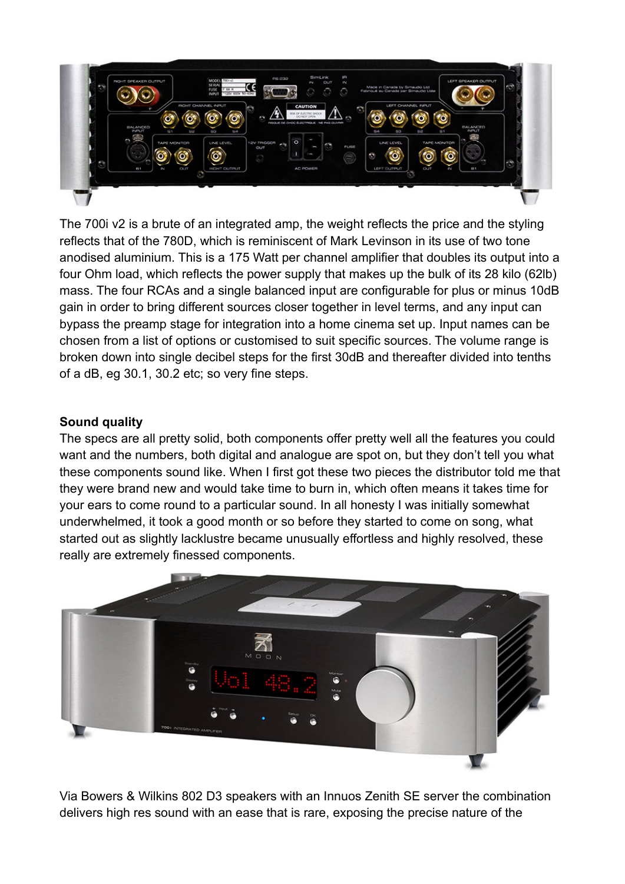The 700i v2 is a brute of an integrated amp, the weight reflects the price and the styling reflects that of the 780D, which is reminiscent of Mark Levinson in its use of two tone anodised aluminium. This is a 175 Watt per channel amplifier that doubles its output into a four Ohm load, which reflects the power supply that makes up the bulk of its 28 kilo (62lb) mass. The four RCAs and a single balanced input are configurable for plus or minus 10dB gain in order to bring different sources closer together in level terms, and any input can bypass the preamp stage for integration into a home cinema set up. Input names can be chosen from a list of options or customised to suit specific sources. The volume range is broken down into single decibel steps for the first 30dB and thereafter divided into tenths of a dB, eg 30.1, 30.2 etc; so very fine steps.

**Sound quality**

The specs are all pretty solid, both components offer pretty well all the features you could want and the numbers, both digital and analogue are spot on, but they don't tell you what these components sound like. When I first got these two pieces the distributor told me that they were brand new and would take time to burn in, which often means it takes time for your ears to come round to a particular sound. In all honesty I was initially somewhat underwhelmed, it took a good month or so before they started to come on song, what started out as slightly lacklustre became unusually effortless and highly resolved, these really are extremely finessed components.

Via Bowers & Wilkins 802 D3 speakers with an Innuos Zenith SE server the combination delivers high res sound with an ease that is rare, exposing the precise nature of the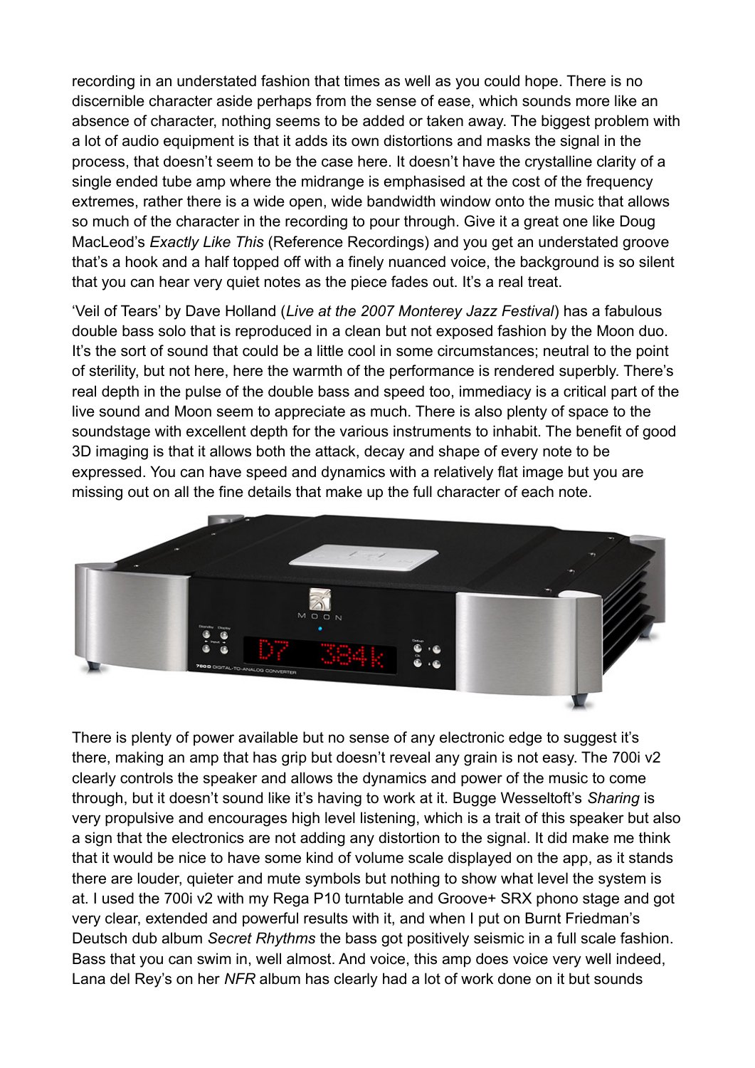recording in an understated fashion that times as well as you could hope. There is no discernible character aside perhaps from the sense of ease, which sounds more like an absence of character, nothing seems to be added or taken away. The biggest problem with a lot of audio equipment is that it adds its own distortions and masks the signal in the process, that doesn't seem to be the case here. It doesn't have the crystalline clarity of a single ended tube amp where the midrange is emphasised at the cost of the frequency extremes, rather there is a wide open, wide bandwidth window onto the music that allows so much of the character in the recording to pour through. Give it a great one like Doug MacLeod's *Exactly Like This* (Reference Recordings) and you get an understated groove that's a hook and a half topped off with a finely nuanced voice, the background is so silent that you can hear very quiet notes as the piece fades out. It's a real treat.

'Veil of Tears' by Dave Holland (*Live at the 2007 Monterey Jazz Festival*) has a fabulous double bass solo that is reproduced in a clean but not exposed fashion by the Moon duo. It's the sort of sound that could be a little cool in some circumstances; neutral to the point of sterility, but not here, here the warmth of the performance is rendered superbly. There's real depth in the pulse of the double bass and speed too, immediacy is a critical part of the live sound and Moon seem to appreciate as much. There is also plenty of space to the soundstage with excellent depth for the various instruments to inhabit. The benefit of good 3D imaging is that it allows both the attack, decay and shape of every note to be expressed. You can have speed and dynamics with a relatively flat image but you are missing out on all the fine details that make up the full character of each note.

There is plenty of power available but no sense of any electronic edge to suggest it's there, making an amp that has grip but doesn't reveal any grain is not easy. The 700i v2 clearly controls the speaker and allows the dynamics and power of the music to come through, but it doesn't sound like it's having to work at it. Bugge Wesseltoft's *Sharing* is very propulsive and encourages high level listening, which is a trait of this speaker but also a sign that the electronics are not adding any distortion to the signal. It did make me think that it would be nice to have some kind of volume scale displayed on the app, as it stands there are louder, quieter and mute symbols but nothing to show what level the system is at. I used the 700i v2 with my Rega P10 turntable and Groove+ SRX phono stage and got very clear, extended and powerful results with it, and when I put on Burnt Friedman's Deutsch dub album *Secret Rhythms* the bass got positively seismic in a full scale fashion. Bass that you can swim in, well almost. And voice, this amp does voice very well indeed, Lana del Rey's on her *NFR* album has clearly had a lot of work done on it but sounds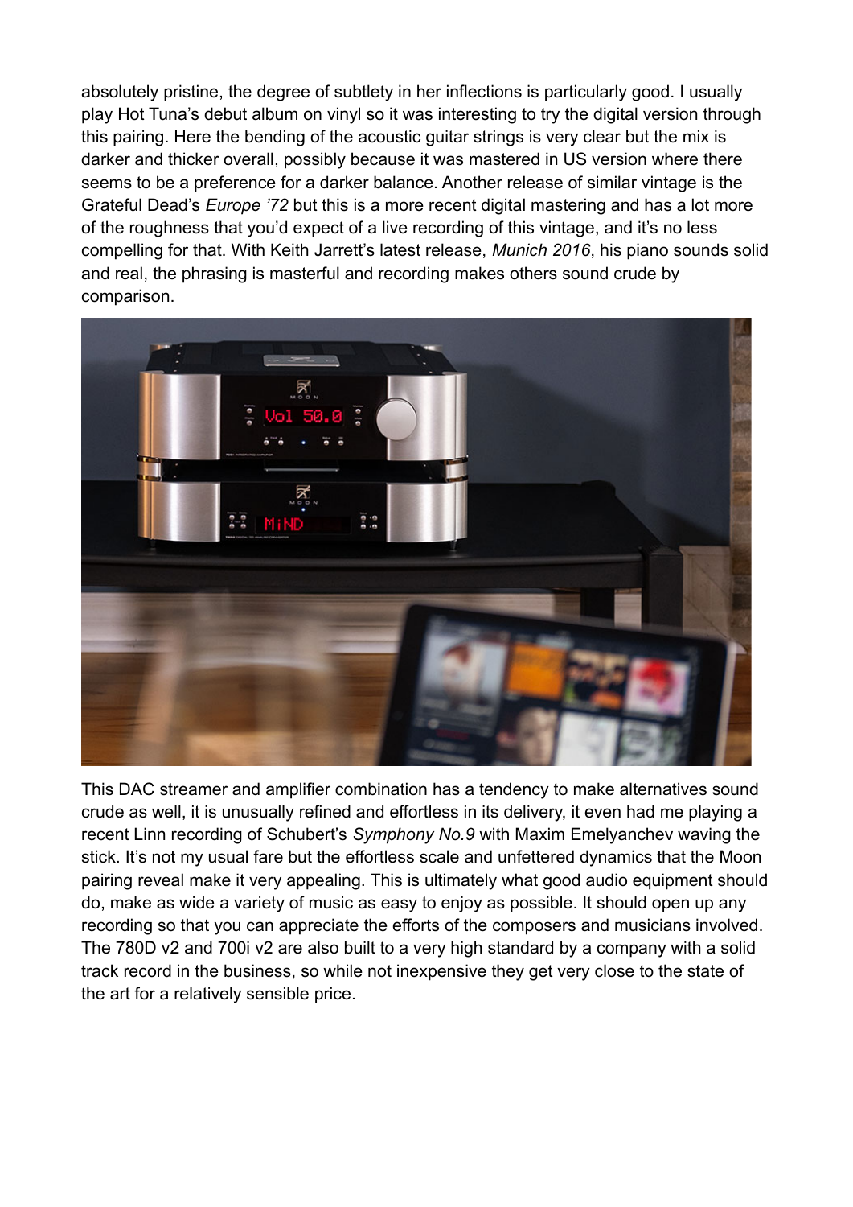absolutely pristine, the degree of subtlety in her inflections is particularly good. I usually play Hot Tuna's debut album on vinyl so it was interesting to try the digital version through this pairing. Here the bending of the acoustic guitar strings is very clear but the mix is darker and thicker overall, possibly because it was mastered in US version where there seems to be a preference for a darker balance. Another release of similar vintage is the Grateful Dead's *Europe '72* but this is a more recent digital mastering and has a lot more of the roughness that you'd expect of a live recording of this vintage, and it's no less compelling for that. With Keith Jarrett's latest release, *Munich 2016*, his piano sounds solid and real, the phrasing is masterful and recording makes others sound crude by comparison.

This DAC streamer and amplifier combination has a tendency to make alternatives sound crude as well, it is unusually refined and effortless in its delivery, it even had me playing a recent Linn recording of Schubert's *Symphony No.9* with Maxim Emelyanchev waving the stick. It's not my usual fare but the effortless scale and unfettered dynamics that the Moon pairing reveal make it very appealing. This is ultimately what good audio equipment should do, make as wide a variety of music as easy to enjoy as possible. It should open up any recording so that you can appreciate the efforts of the composers and musicians involved. The 780D v2 and 700i v2 are also built to a very high standard by a company with a solid track record in the business, so while not inexpensive they get very close to the state of the art for a relatively sensible price.